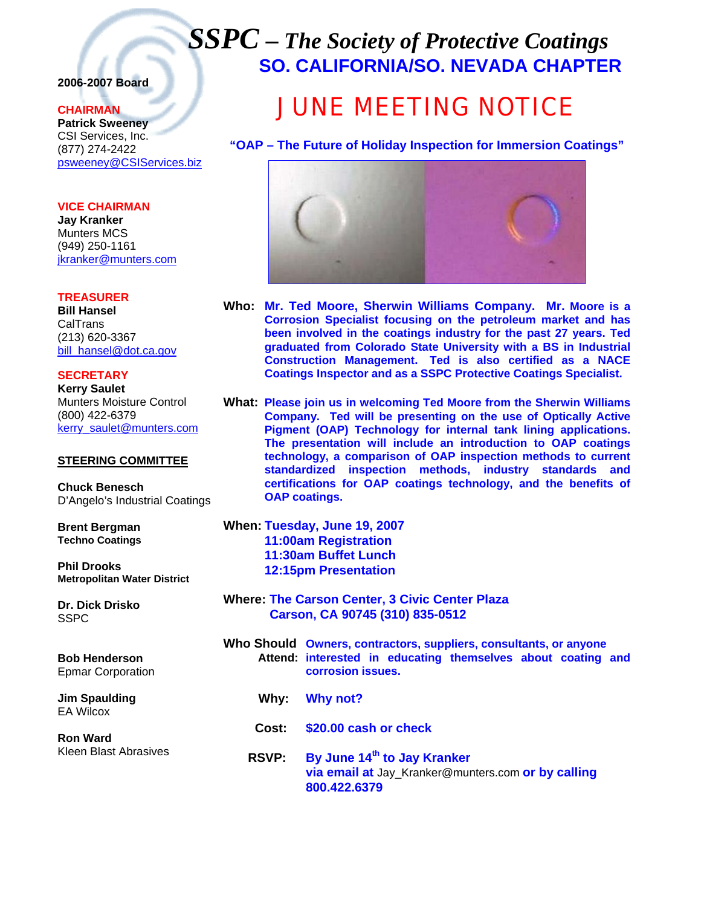# *SSPC – The Society of Protective Coatings*

## SO. CALIFORNIA/SO. NEVADA CHAPTER

**2006-2007 Board**

**CHAIRMAN**
**Patrick Sweeney**
CSI Services, Inc.
(877) 274-2422
psweeney@CSIServices.biz

**VICE CHAIRMAN**
**Jay Kranker**
Munters MCS
(949) 250-1161
jkranker@munters.com

**TREASURER**
**Bill Hansel**
CalTrans
(213) 620-3367
bill_hansel@dot.ca.gov

**SECRETARY**
**Kerry Saulet**
Munters Moisture Control
(800) 422-6379
kerry_saulet@munters.com

**STEERING COMMITTEE**

**Chuck Benesch**
D'Angelo's Industrial Coatings

**Brent Bergman**
**Techno Coatings**

**Phil Drooks**
**Metropolitan Water District**

**Dr. Dick Drisko**
SSPC

**Bob Henderson**
Epmar Corporation

**Jim Spaulding**
EA Wilcox

**Ron Ward**
Kleen Blast Abrasives

# JUNE MEETING NOTICE

**"OAP – The Future of Holiday Inspection for Immersion Coatings"**

**Who:** **Mr. Ted Moore, Sherwin Williams Company. Mr. Moore is a Corrosion Specialist focusing on the petroleum market and has been involved in the coatings industry for the past 27 years. Ted graduated from Colorado State University with a BS in Industrial Construction Management. Ted is also certified as a NACE Coatings Inspector and as a SSPC Protective Coatings Specialist.**

**What:** **Please join us in welcoming Ted Moore from the Sherwin Williams Company. Ted will be presenting on the use of Optically Active Pigment (OAP) Technology for internal tank lining applications. The presentation will include an introduction to OAP coatings technology, a comparison of OAP inspection methods to current standardized inspection methods, industry standards and certifications for OAP coatings technology, and the benefits of OAP coatings.**

**When:** **Tuesday, June 19, 2007**
**11:00am Registration**
**11:30am Buffet Lunch**
**12:15pm Presentation**

**Where:** **The Carson Center, 3 Civic Center Plaza**
**Carson, CA 90745 (310) 835-0512**

**Who Should Attend:** **Owners, contractors, suppliers, consultants, or anyone interested in educating themselves about coating and corrosion issues.**

**Why:** **Why not?**

**Cost:** **$20.00 cash or check**

**RSVP:** **By June 14th to Jay Kranker**
**via email at** Jay_Kranker@munters.com **or by calling 800.422.6379**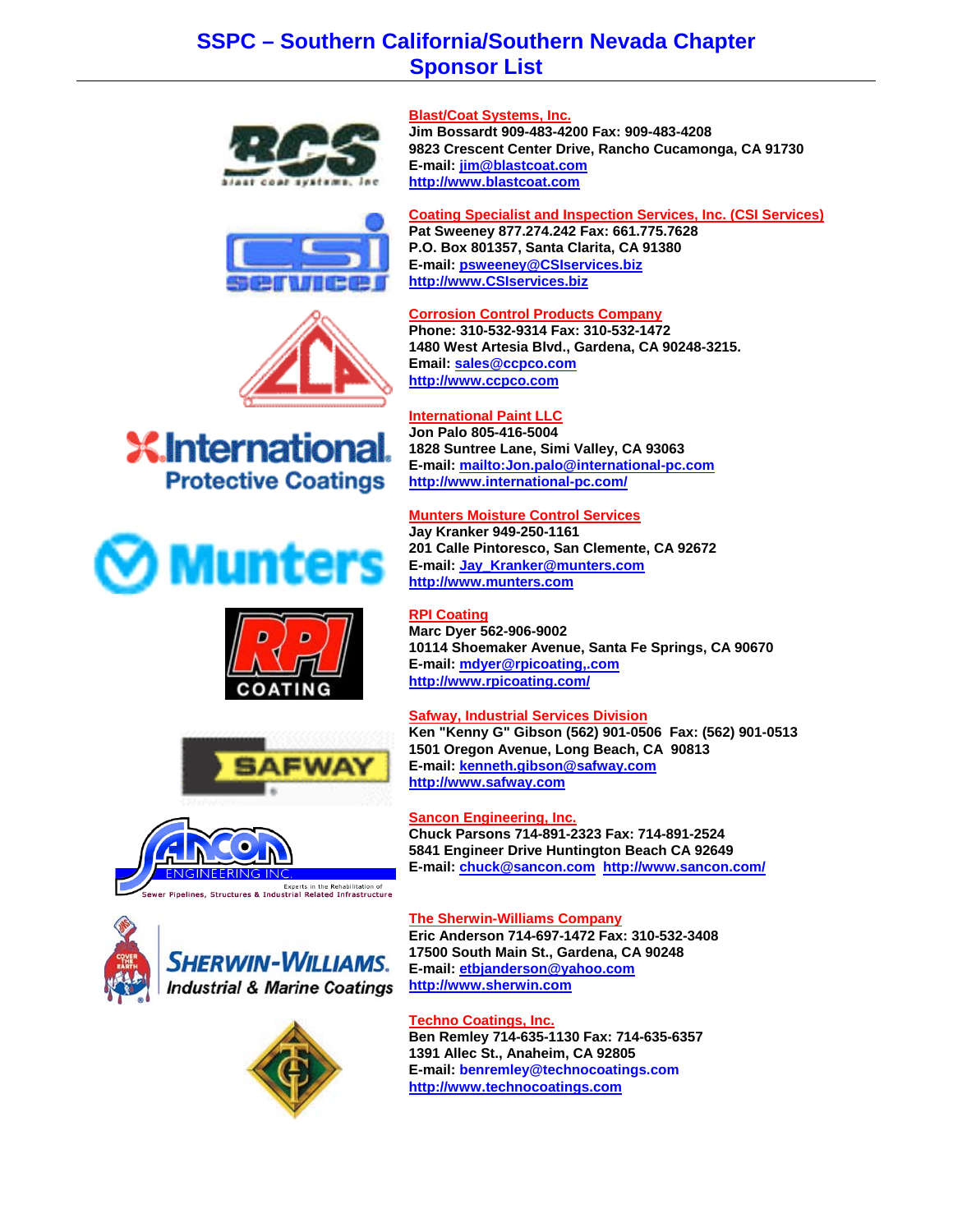# SSPC – Southern California/Southern Nevada Chapter Sponsor List

**Blast/Coat Systems, Inc.**
**Jim Bossardt 909-483-4200 Fax: 909-483-4208**
**9823 Crescent Center Drive, Rancho Cucamonga, CA 91730**
**E-mail: jim@blastcoat.com**
**http://www.blastcoat.com**

**Coating Specialist and Inspection Services, Inc. (CSI Services)**
**Pat Sweeney 877.274.242 Fax: 661.775.7628**
**P.O. Box 801357, Santa Clarita, CA 91380**
**E-mail: psweeney@CSIservices.biz**
**http://www.CSIservices.biz**

**Corrosion Control Products Company**
**Phone: 310-532-9314 Fax: 310-532-1472**
**1480 West Artesia Blvd., Gardena, CA 90248-3215.**
**Email: sales@ccpco.com**
**http://www.ccpco.com**

**International Paint LLC**
**Jon Palo 805-416-5004**
**1828 Suntree Lane, Simi Valley, CA 93063**
**E-mail: mailto:Jon.palo@international-pc.com**
**http://www.international-pc.com/**

**Munters Moisture Control Services**
**Jay Kranker 949-250-1161**
**201 Calle Pintoresco, San Clemente, CA 92672**
**E-mail: Jay_Kranker@munters.com**
**http://www.munters.com**

**RPI Coating**
**Marc Dyer 562-906-9002**
**10114 Shoemaker Avenue, Santa Fe Springs, CA 90670**
**E-mail: mdyer@rpicoating,.com**
**http://www.rpicoating.com/**

**Safway, Industrial Services Division**
**Ken "Kenny G" Gibson (562) 901-0506 Fax: (562) 901-0513**
**1501 Oregon Avenue, Long Beach, CA 90813**
**E-mail: kenneth.gibson@safway.com**
**http://www.safway.com**

**Sancon Engineering, Inc.**
**Chuck Parsons 714-891-2323 Fax: 714-891-2524**
**5841 Engineer Drive Huntington Beach CA 92649**
**E-mail: chuck@sancon.com http://www.sancon.com/**

**The Sherwin-Williams Company**
**Eric Anderson 714-697-1472 Fax: 310-532-3408**
**17500 South Main St., Gardena, CA 90248**
**E-mail: etbjanderson@yahoo.com**
**http://www.sherwin.com**

**Techno Coatings, Inc.**
**Ben Remley 714-635-1130 Fax: 714-635-6357**
**1391 Allec St., Anaheim, CA 92805**
**E-mail: benremley@technocoatings.com**
**http://www.technocoatings.com**